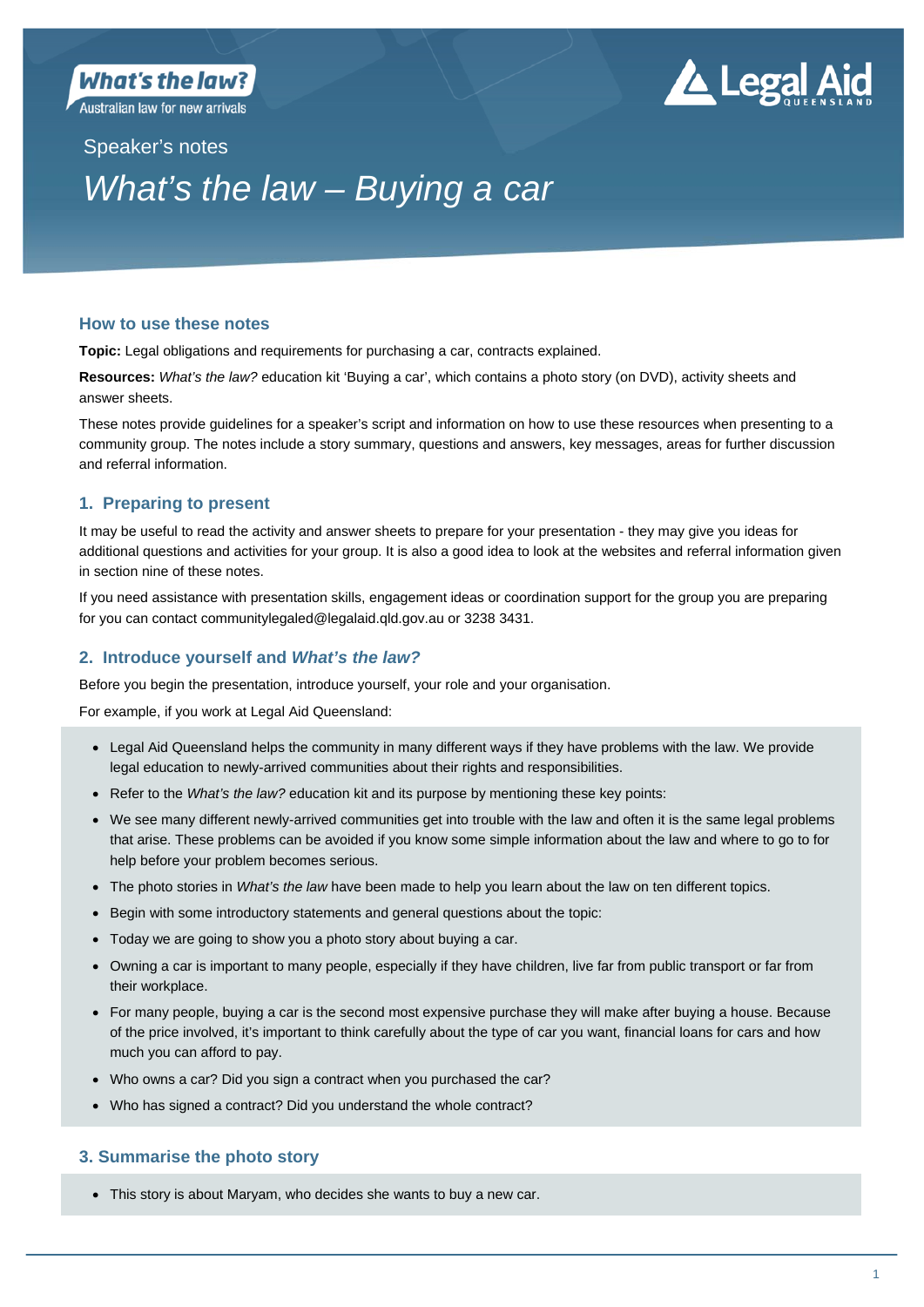What's the law?
Australian law for new arrivals

Legal Aid QUEENSLAND

Speaker's notes

# *What's the law – Buying a car*

## How to use these notes

**Topic:** Legal obligations and requirements for purchasing a car, contracts explained.

**Resources:** *What's the law?* education kit 'Buying a car', which contains a photo story (on DVD), activity sheets and answer sheets.

These notes provide guidelines for a speaker's script and information on how to use these resources when presenting to a community group. The notes include a story summary, questions and answers, key messages, areas for further discussion and referral information.

## 1. Preparing to present

It may be useful to read the activity and answer sheets to prepare for your presentation - they may give you ideas for additional questions and activities for your group. It is also a good idea to look at the websites and referral information given in section nine of these notes.

If you need assistance with presentation skills, engagement ideas or coordination support for the group you are preparing for you can contact communitylegaled@legalaid.qld.gov.au or 3238 3431.

## 2. Introduce yourself and *What's the law?*

Before you begin the presentation, introduce yourself, your role and your organisation.

For example, if you work at Legal Aid Queensland:

- Legal Aid Queensland helps the community in many different ways if they have problems with the law. We provide legal education to newly-arrived communities about their rights and responsibilities.
- Refer to the *What's the law?* education kit and its purpose by mentioning these key points:
- We see many different newly-arrived communities get into trouble with the law and often it is the same legal problems that arise. These problems can be avoided if you know some simple information about the law and where to go to for help before your problem becomes serious.
- The photo stories in *What's the law* have been made to help you learn about the law on ten different topics.
- Begin with some introductory statements and general questions about the topic:
- Today we are going to show you a photo story about buying a car.
- Owning a car is important to many people, especially if they have children, live far from public transport or far from their workplace.
- For many people, buying a car is the second most expensive purchase they will make after buying a house. Because of the price involved, it's important to think carefully about the type of car you want, financial loans for cars and how much you can afford to pay.
- Who owns a car? Did you sign a contract when you purchased the car?
- Who has signed a contract? Did you understand the whole contract?

## 3. Summarise the photo story

- This story is about Maryam, who decides she wants to buy a new car.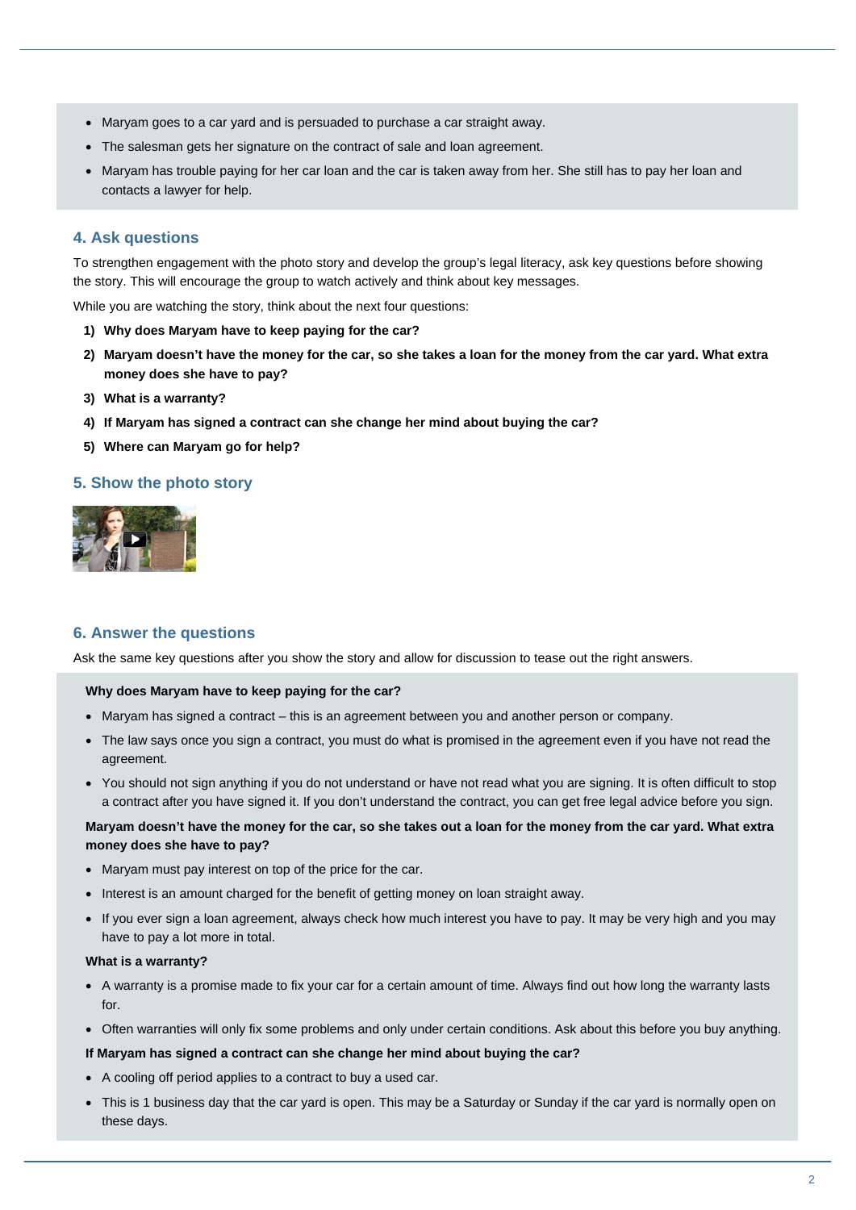- Maryam goes to a car yard and is persuaded to purchase a car straight away.
- The salesman gets her signature on the contract of sale and loan agreement.
- Maryam has trouble paying for her car loan and the car is taken away from her. She still has to pay her loan and contacts a lawyer for help.

## 4. Ask questions

To strengthen engagement with the photo story and develop the group's legal literacy, ask key questions before showing the story. This will encourage the group to watch actively and think about key messages.

While you are watching the story, think about the next four questions:

1) **Why does Maryam have to keep paying for the car?**
2) **Maryam doesn't have the money for the car, so she takes a loan for the money from the car yard. What extra money does she have to pay?**
3) **What is a warranty?**
4) **If Maryam has signed a contract can she change her mind about buying the car?**
5) **Where can Maryam go for help?**

## 5. Show the photo story

## 6. Answer the questions

Ask the same key questions after you show the story and allow for discussion to tease out the right answers.

**Why does Maryam have to keep paying for the car?**

- Maryam has signed a contract – this is an agreement between you and another person or company.
- The law says once you sign a contract, you must do what is promised in the agreement even if you have not read the agreement.
- You should not sign anything if you do not understand or have not read what you are signing. It is often difficult to stop a contract after you have signed it. If you don't understand the contract, you can get free legal advice before you sign.

**Maryam doesn't have the money for the car, so she takes out a loan for the money from the car yard. What extra money does she have to pay?**

- Maryam must pay interest on top of the price for the car.
- Interest is an amount charged for the benefit of getting money on loan straight away.
- If you ever sign a loan agreement, always check how much interest you have to pay. It may be very high and you may have to pay a lot more in total.

**What is a warranty?**

- A warranty is a promise made to fix your car for a certain amount of time. Always find out how long the warranty lasts for.
- Often warranties will only fix some problems and only under certain conditions. Ask about this before you buy anything.

**If Maryam has signed a contract can she change her mind about buying the car?**

- A cooling off period applies to a contract to buy a used car.
- This is 1 business day that the car yard is open. This may be a Saturday or Sunday if the car yard is normally open on these days.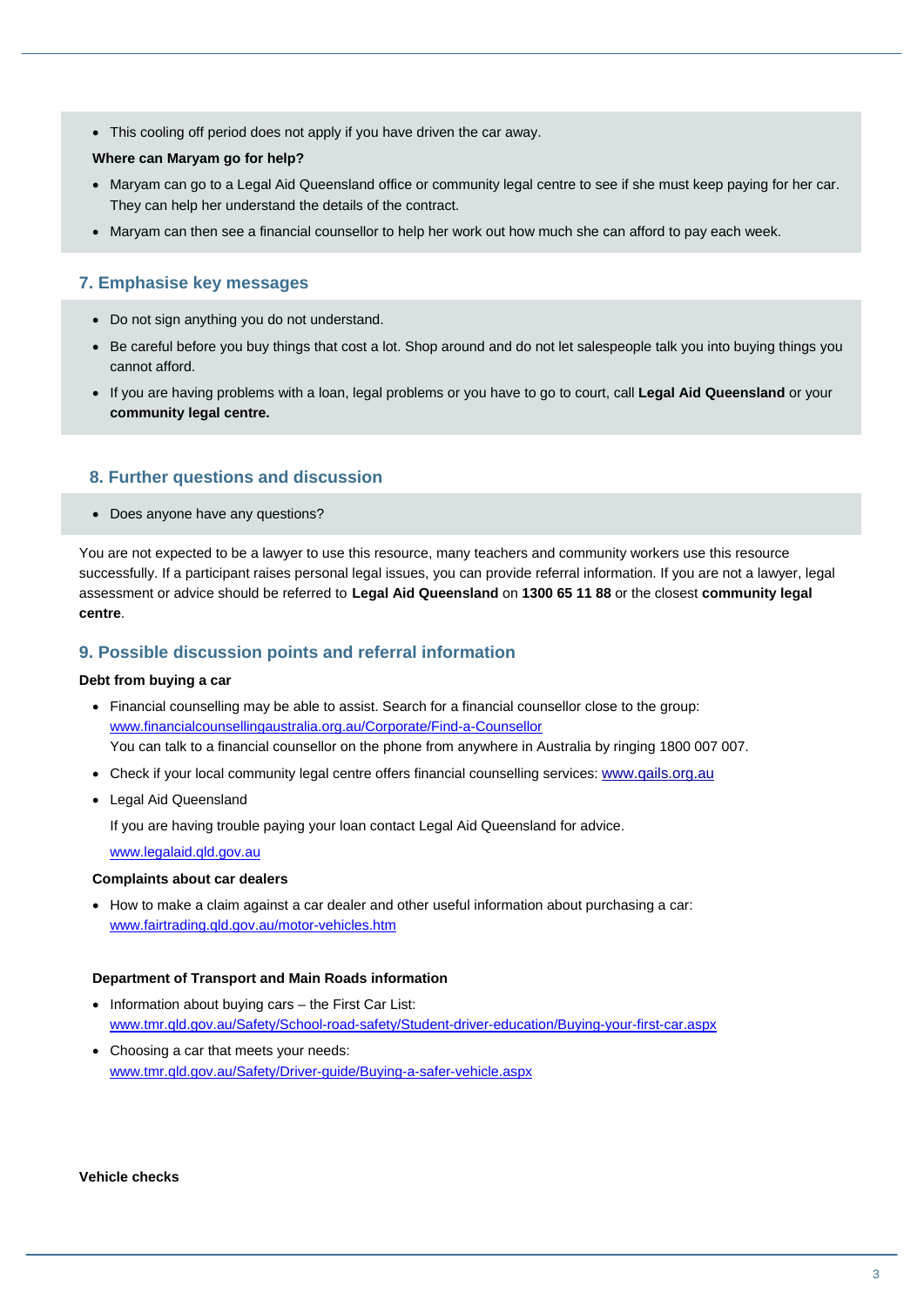- This cooling off period does not apply if you have driven the car away.

**Where can Maryam go for help?**

- Maryam can go to a Legal Aid Queensland office or community legal centre to see if she must keep paying for her car. They can help her understand the details of the contract.
- Maryam can then see a financial counsellor to help her work out how much she can afford to pay each week.

## 7. Emphasise key messages

- Do not sign anything you do not understand.
- Be careful before you buy things that cost a lot. Shop around and do not let salespeople talk you into buying things you cannot afford.
- If you are having problems with a loan, legal problems or you have to go to court, call **Legal Aid Queensland** or your **community legal centre.**

## 8. Further questions and discussion

- Does anyone have any questions?

You are not expected to be a lawyer to use this resource, many teachers and community workers use this resource successfully. If a participant raises personal legal issues, you can provide referral information. If you are not a lawyer, legal assessment or advice should be referred to **Legal Aid Queensland** on **1300 65 11 88** or the closest **community legal centre**.

## 9. Possible discussion points and referral information

**Debt from buying a car**

- Financial counselling may be able to assist. Search for a financial counsellor close to the group: www.financialcounsellingaustralia.org.au/Corporate/Find-a-Counsellor
  You can talk to a financial counsellor on the phone from anywhere in Australia by ringing 1800 007 007.
- Check if your local community legal centre offers financial counselling services: www.qails.org.au
- Legal Aid Queensland

  If you are having trouble paying your loan contact Legal Aid Queensland for advice.

  www.legalaid.qld.gov.au

**Complaints about car dealers**

- How to make a claim against a car dealer and other useful information about purchasing a car: www.fairtrading.qld.gov.au/motor-vehicles.htm

**Department of Transport and Main Roads information**

- Information about buying cars – the First Car List: www.tmr.qld.gov.au/Safety/School-road-safety/Student-driver-education/Buying-your-first-car.aspx
- Choosing a car that meets your needs: www.tmr.qld.gov.au/Safety/Driver-guide/Buying-a-safer-vehicle.aspx

**Vehicle checks**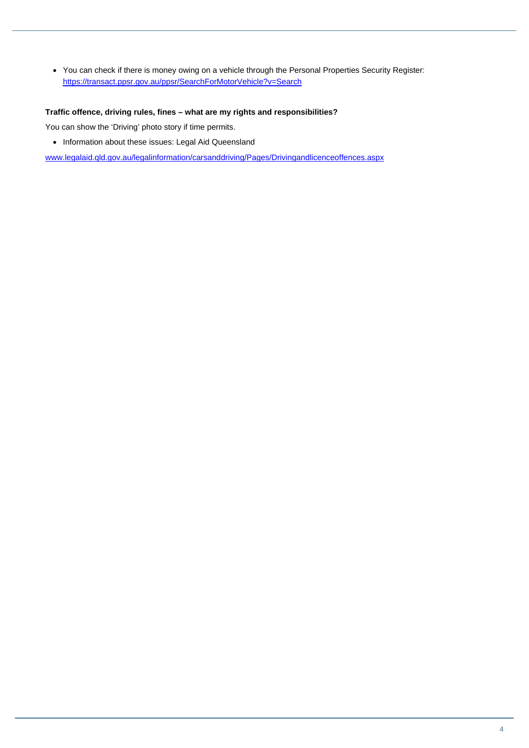- You can check if there is money owing on a vehicle through the Personal Properties Security Register: https://transact.ppsr.gov.au/ppsr/SearchForMotorVehicle?v=Search

**Traffic offence, driving rules, fines – what are my rights and responsibilities?**

You can show the 'Driving' photo story if time permits.

- Information about these issues: Legal Aid Queensland

www.legalaid.qld.gov.au/legalinformation/carsanddriving/Pages/Drivingandlicenceoffences.aspx